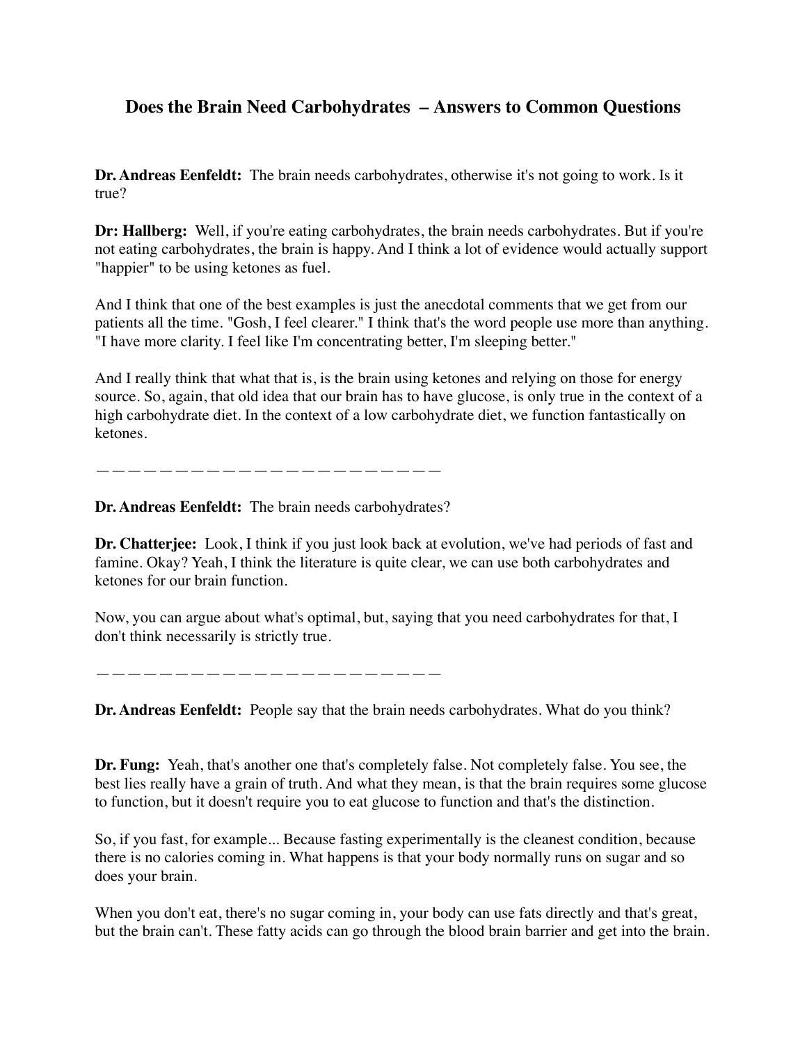# Does the Brain Need Carbohydrates – Answers to Common Questions

**Dr. Andreas Eenfeldt:** The brain needs carbohydrates, otherwise it's not going to work. Is it true?

**Dr: Hallberg:** Well, if you're eating carbohydrates, the brain needs carbohydrates. But if you're not eating carbohydrates, the brain is happy. And I think a lot of evidence would actually support "happier" to be using ketones as fuel.

And I think that one of the best examples is just the anecdotal comments that we get from our patients all the time. "Gosh, I feel clearer." I think that's the word people use more than anything. "I have more clarity. I feel like I'm concentrating better, I'm sleeping better."

And I really think that what that is, is the brain using ketones and relying on those for energy source. So, again, that old idea that our brain has to have glucose, is only true in the context of a high carbohydrate diet. In the context of a low carbohydrate diet, we function fantastically on ketones.

————————————————————————

**Dr. Andreas Eenfeldt:** The brain needs carbohydrates?

**Dr. Chatterjee:** Look, I think if you just look back at evolution, we've had periods of fast and famine. Okay? Yeah, I think the literature is quite clear, we can use both carbohydrates and ketones for our brain function.

Now, you can argue about what's optimal, but, saying that you need carbohydrates for that, I don't think necessarily is strictly true.

————————————————————————

**Dr. Andreas Eenfeldt:** People say that the brain needs carbohydrates. What do you think?

**Dr. Fung:** Yeah, that's another one that's completely false. Not completely false. You see, the best lies really have a grain of truth. And what they mean, is that the brain requires some glucose to function, but it doesn't require you to eat glucose to function and that's the distinction.

So, if you fast, for example... Because fasting experimentally is the cleanest condition, because there is no calories coming in. What happens is that your body normally runs on sugar and so does your brain.

When you don't eat, there's no sugar coming in, your body can use fats directly and that's great, but the brain can't. These fatty acids can go through the blood brain barrier and get into the brain.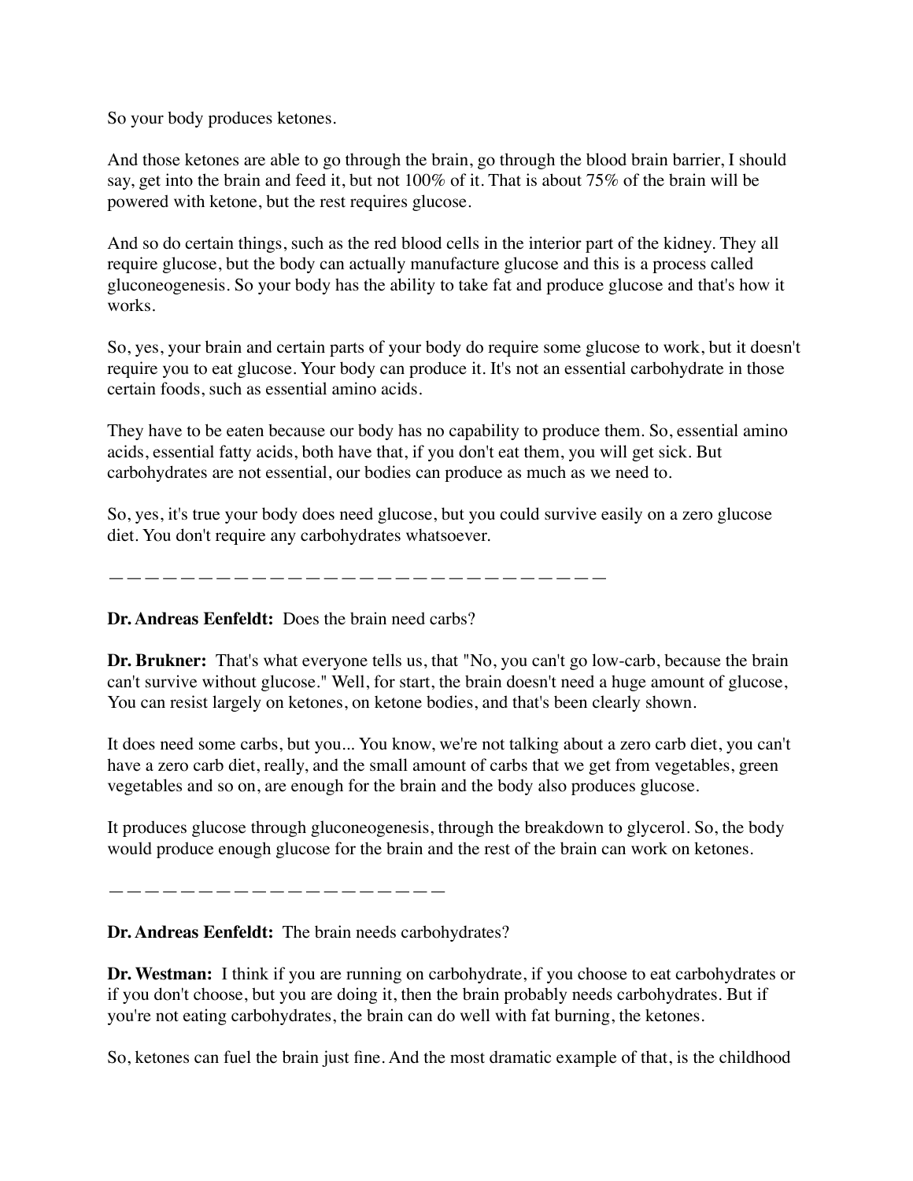So your body produces ketones.

And those ketones are able to go through the brain, go through the blood brain barrier, I should say, get into the brain and feed it, but not 100% of it. That is about 75% of the brain will be powered with ketone, but the rest requires glucose.

And so do certain things, such as the red blood cells in the interior part of the kidney. They all require glucose, but the body can actually manufacture glucose and this is a process called gluconeogenesis. So your body has the ability to take fat and produce glucose and that's how it works.

So, yes, your brain and certain parts of your body do require some glucose to work, but it doesn't require you to eat glucose. Your body can produce it. It's not an essential carbohydrate in those certain foods, such as essential amino acids.

They have to be eaten because our body has no capability to produce them. So, essential amino acids, essential fatty acids, both have that, if you don't eat them, you will get sick. But carbohydrates are not essential, our bodies can produce as much as we need to.

So, yes, it's true your body does need glucose, but you could survive easily on a zero glucose diet. You don't require any carbohydrates whatsoever.

——————————————————————————————

**Dr. Andreas Eenfeldt:** Does the brain need carbs?

**Dr. Brukner:** That's what everyone tells us, that "No, you can't go low-carb, because the brain can't survive without glucose." Well, for start, the brain doesn't need a huge amount of glucose, You can resist largely on ketones, on ketone bodies, and that's been clearly shown.

It does need some carbs, but you... You know, we're not talking about a zero carb diet, you can't have a zero carb diet, really, and the small amount of carbs that we get from vegetables, green vegetables and so on, are enough for the brain and the body also produces glucose.

It produces glucose through gluconeogenesis, through the breakdown to glycerol. So, the body would produce enough glucose for the brain and the rest of the brain can work on ketones.

————————————————————

**Dr. Andreas Eenfeldt:** The brain needs carbohydrates?

**Dr. Westman:** I think if you are running on carbohydrate, if you choose to eat carbohydrates or if you don't choose, but you are doing it, then the brain probably needs carbohydrates. But if you're not eating carbohydrates, the brain can do well with fat burning, the ketones.

So, ketones can fuel the brain just fine. And the most dramatic example of that, is the childhood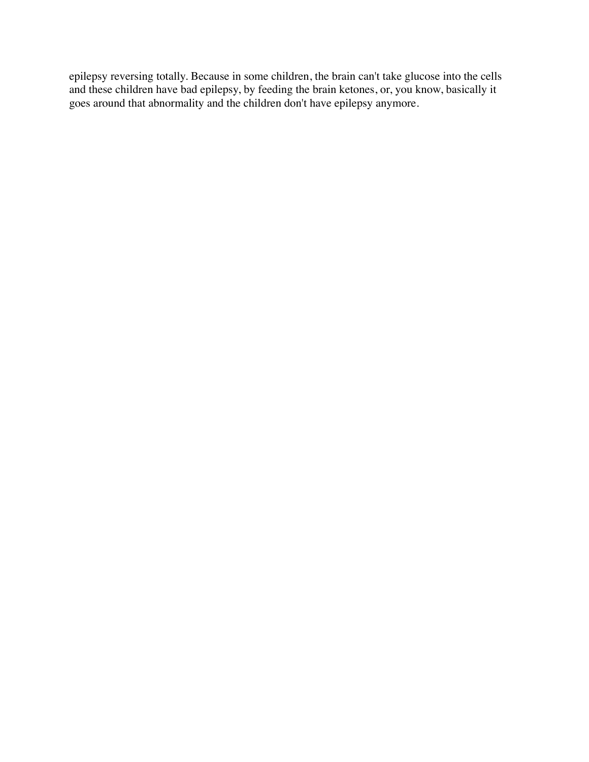epilepsy reversing totally. Because in some children, the brain can't take glucose into the cells and these children have bad epilepsy, by feeding the brain ketones, or, you know, basically it goes around that abnormality and the children don't have epilepsy anymore.